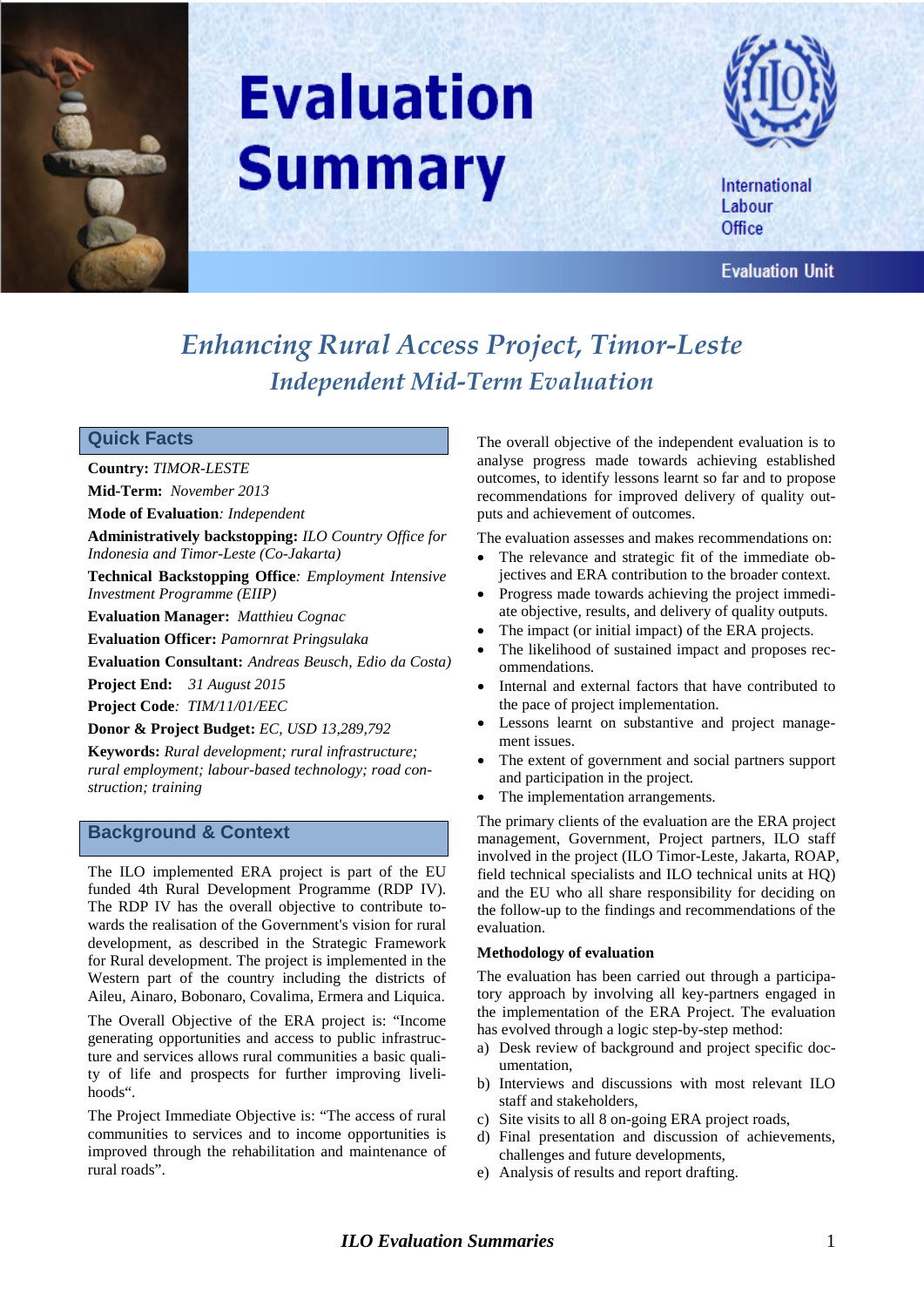# Evaluation Summary

International Labour Office

Evaluation Unit

## *Enhancing Rural Access Project, Timor-Leste*
### *Independent Mid-Term Evaluation*

## Quick Facts

**Country:** *TIMOR-LESTE*

**Mid-Term:** *November 2013*

**Mode of Evaluation***: Independent*

**Administratively backstopping:** *ILO Country Office for Indonesia and Timor-Leste (Co-Jakarta)*

**Technical Backstopping Office***: Employment Intensive Investment Programme (EIIP)*

**Evaluation Manager:** *Matthieu Cognac*

**Evaluation Officer:** *Pamornrat Pringsulaka*

**Evaluation Consultant:** *Andreas Beusch, Edio da Costa)*

**Project End:** *31 August 2015*

**Project Code***: TIM/11/01/EEC*

**Donor & Project Budget:** *EC, USD 13,289,792*

**Keywords:** *Rural development; rural infrastructure; rural employment; labour-based technology; road construction; training*

## Background & Context

The ILO implemented ERA project is part of the EU funded 4th Rural Development Programme (RDP IV). The RDP IV has the overall objective to contribute towards the realisation of the Government's vision for rural development, as described in the Strategic Framework for Rural development. The project is implemented in the Western part of the country including the districts of Aileu, Ainaro, Bobonaro, Covalima, Ermera and Liquica.

The Overall Objective of the ERA project is: "Income generating opportunities and access to public infrastructure and services allows rural communities a basic quality of life and prospects for further improving livelihoods".

The Project Immediate Objective is: "The access of rural communities to services and to income opportunities is improved through the rehabilitation and maintenance of rural roads".

The overall objective of the independent evaluation is to analyse progress made towards achieving established outcomes, to identify lessons learnt so far and to propose recommendations for improved delivery of quality outputs and achievement of outcomes.

The evaluation assesses and makes recommendations on:

- The relevance and strategic fit of the immediate objectives and ERA contribution to the broader context.
- Progress made towards achieving the project immediate objective, results, and delivery of quality outputs.
- The impact (or initial impact) of the ERA projects.
- The likelihood of sustained impact and proposes recommendations.
- Internal and external factors that have contributed to the pace of project implementation.
- Lessons learnt on substantive and project management issues.
- The extent of government and social partners support and participation in the project.
- The implementation arrangements.

The primary clients of the evaluation are the ERA project management, Government, Project partners, ILO staff involved in the project (ILO Timor-Leste, Jakarta, ROAP, field technical specialists and ILO technical units at HQ) and the EU who all share responsibility for deciding on the follow-up to the findings and recommendations of the evaluation.

**Methodology of evaluation**

The evaluation has been carried out through a participatory approach by involving all key-partners engaged in the implementation of the ERA Project. The evaluation has evolved through a logic step-by-step method:

a) Desk review of background and project specific documentation,
b) Interviews and discussions with most relevant ILO staff and stakeholders,
c) Site visits to all 8 on-going ERA project roads,
d) Final presentation and discussion of achievements, challenges and future developments,
e) Analysis of results and report drafting.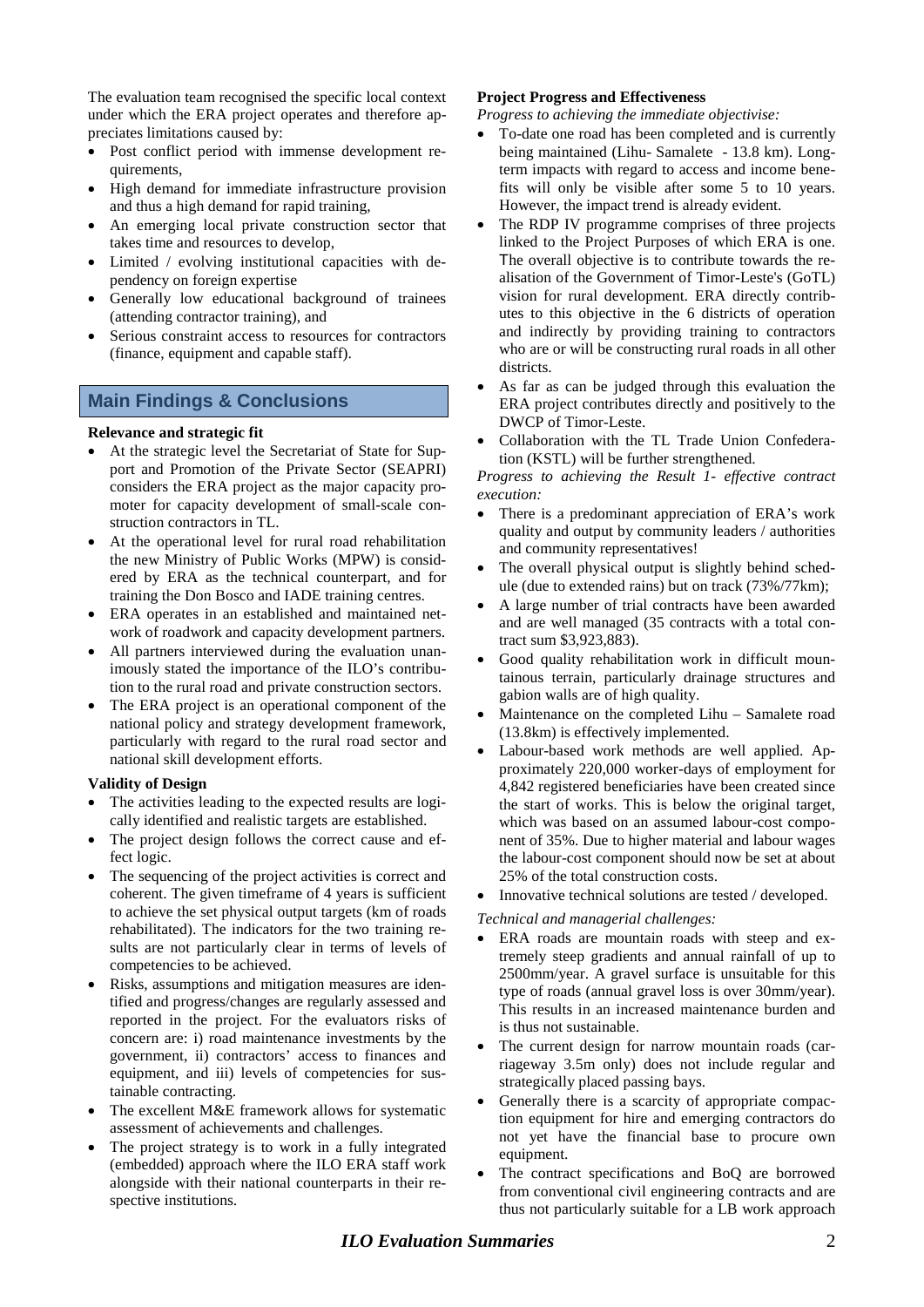The evaluation team recognised the specific local context under which the ERA project operates and therefore appreciates limitations caused by:

- Post conflict period with immense development requirements,
- High demand for immediate infrastructure provision and thus a high demand for rapid training,
- An emerging local private construction sector that takes time and resources to develop,
- Limited / evolving institutional capacities with dependency on foreign expertise
- Generally low educational background of trainees (attending contractor training), and
- Serious constraint access to resources for contractors (finance, equipment and capable staff).

## Main Findings & Conclusions

**Relevance and strategic fit**

- At the strategic level the Secretariat of State for Support and Promotion of the Private Sector (SEAPRI) considers the ERA project as the major capacity promoter for capacity development of small-scale construction contractors in TL.
- At the operational level for rural road rehabilitation the new Ministry of Public Works (MPW) is considered by ERA as the technical counterpart, and for training the Don Bosco and IADE training centres.
- ERA operates in an established and maintained network of roadwork and capacity development partners.
- All partners interviewed during the evaluation unanimously stated the importance of the ILO's contribution to the rural road and private construction sectors.
- The ERA project is an operational component of the national policy and strategy development framework, particularly with regard to the rural road sector and national skill development efforts.

**Validity of Design**

- The activities leading to the expected results are logically identified and realistic targets are established.
- The project design follows the correct cause and effect logic.
- The sequencing of the project activities is correct and coherent. The given timeframe of 4 years is sufficient to achieve the set physical output targets (km of roads rehabilitated). The indicators for the two training results are not particularly clear in terms of levels of competencies to be achieved.
- Risks, assumptions and mitigation measures are identified and progress/changes are regularly assessed and reported in the project. For the evaluators risks of concern are: i) road maintenance investments by the government, ii) contractors' access to finances and equipment, and iii) levels of competencies for sustainable contracting.
- The excellent M&E framework allows for systematic assessment of achievements and challenges.
- The project strategy is to work in a fully integrated (embedded) approach where the ILO ERA staff work alongside with their national counterparts in their respective institutions.

**Project Progress and Effectiveness**

*Progress to achieving the immediate objectivise:*

- To-date one road has been completed and is currently being maintained (Lihu- Samalete - 13.8 km). Long-term impacts with regard to access and income benefits will only be visible after some 5 to 10 years. However, the impact trend is already evident.
- The RDP IV programme comprises of three projects linked to the Project Purposes of which ERA is one. The overall objective is to contribute towards the realisation of the Government of Timor-Leste's (GoTL) vision for rural development. ERA directly contributes to this objective in the 6 districts of operation and indirectly by providing training to contractors who are or will be constructing rural roads in all other districts.
- As far as can be judged through this evaluation the ERA project contributes directly and positively to the DWCP of Timor-Leste.
- Collaboration with the TL Trade Union Confederation (KSTL) will be further strengthened.

*Progress to achieving the Result 1- effective contract execution:*

- There is a predominant appreciation of ERA's work quality and output by community leaders / authorities and community representatives!
- The overall physical output is slightly behind schedule (due to extended rains) but on track (73%/77km);
- A large number of trial contracts have been awarded and are well managed (35 contracts with a total contract sum \$3,923,883).
- Good quality rehabilitation work in difficult mountainous terrain, particularly drainage structures and gabion walls are of high quality.
- Maintenance on the completed Lihu – Samalete road (13.8km) is effectively implemented.
- Labour-based work methods are well applied. Approximately 220,000 worker-days of employment for 4,842 registered beneficiaries have been created since the start of works. This is below the original target, which was based on an assumed labour-cost component of 35%. Due to higher material and labour wages the labour-cost component should now be set at about 25% of the total construction costs.
- Innovative technical solutions are tested / developed.

*Technical and managerial challenges:*

- ERA roads are mountain roads with steep and extremely steep gradients and annual rainfall of up to 2500mm/year. A gravel surface is unsuitable for this type of roads (annual gravel loss is over 30mm/year). This results in an increased maintenance burden and is thus not sustainable.
- The current design for narrow mountain roads (carriageway 3.5m only) does not include regular and strategically placed passing bays.
- Generally there is a scarcity of appropriate compaction equipment for hire and emerging contractors do not yet have the financial base to procure own equipment.
- The contract specifications and BoQ are borrowed from conventional civil engineering contracts and are thus not particularly suitable for a LB work approach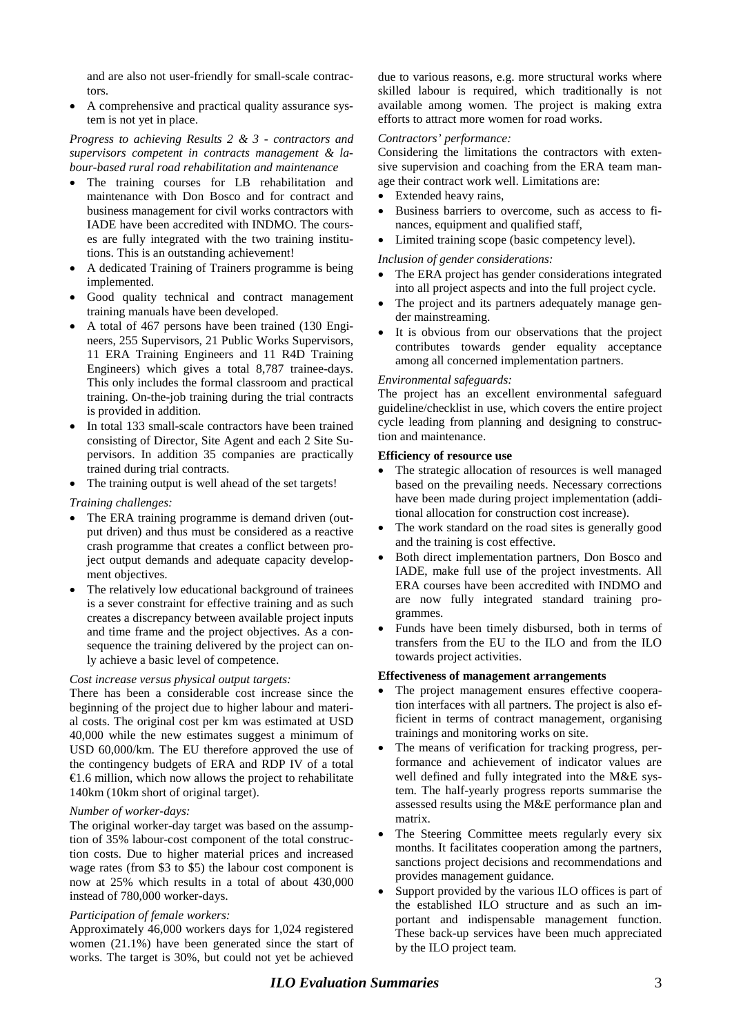and are also not user-friendly for small-scale contractors.

- A comprehensive and practical quality assurance system is not yet in place.

*Progress to achieving Results 2 & 3 - contractors and supervisors competent in contracts management & labour-based rural road rehabilitation and maintenance*

- The training courses for LB rehabilitation and maintenance with Don Bosco and for contract and business management for civil works contractors with IADE have been accredited with INDMO. The courses are fully integrated with the two training institutions. This is an outstanding achievement!
- A dedicated Training of Trainers programme is being implemented.
- Good quality technical and contract management training manuals have been developed.
- A total of 467 persons have been trained (130 Engineers, 255 Supervisors, 21 Public Works Supervisors, 11 ERA Training Engineers and 11 R4D Training Engineers) which gives a total 8,787 trainee-days. This only includes the formal classroom and practical training. On-the-job training during the trial contracts is provided in addition.
- In total 133 small-scale contractors have been trained consisting of Director, Site Agent and each 2 Site Supervisors. In addition 35 companies are practically trained during trial contracts.
- The training output is well ahead of the set targets!

*Training challenges:*

- The ERA training programme is demand driven (output driven) and thus must be considered as a reactive crash programme that creates a conflict between project output demands and adequate capacity development objectives.
- The relatively low educational background of trainees is a sever constraint for effective training and as such creates a discrepancy between available project inputs and time frame and the project objectives. As a consequence the training delivered by the project can only achieve a basic level of competence.

*Cost increase versus physical output targets:*

There has been a considerable cost increase since the beginning of the project due to higher labour and material costs. The original cost per km was estimated at USD 40,000 while the new estimates suggest a minimum of USD 60,000/km. The EU therefore approved the use of the contingency budgets of ERA and RDP IV of a total €1.6 million, which now allows the project to rehabilitate 140km (10km short of original target).

*Number of worker-days:*

The original worker-day target was based on the assumption of 35% labour-cost component of the total construction costs. Due to higher material prices and increased wage rates (from \$3 to \$5) the labour cost component is now at 25% which results in a total of about 430,000 instead of 780,000 worker-days.

*Participation of female workers:*

Approximately 46,000 workers days for 1,024 registered women (21.1%) have been generated since the start of works. The target is 30%, but could not yet be achieved due to various reasons, e.g. more structural works where skilled labour is required, which traditionally is not available among women. The project is making extra efforts to attract more women for road works.

*Contractors' performance:*

Considering the limitations the contractors with extensive supervision and coaching from the ERA team manage their contract work well. Limitations are:

- Extended heavy rains,
- Business barriers to overcome, such as access to finances, equipment and qualified staff,
- Limited training scope (basic competency level).

*Inclusion of gender considerations:*

- The ERA project has gender considerations integrated into all project aspects and into the full project cycle.
- The project and its partners adequately manage gender mainstreaming.
- It is obvious from our observations that the project contributes towards gender equality acceptance among all concerned implementation partners.

*Environmental safeguards:*

The project has an excellent environmental safeguard guideline/checklist in use, which covers the entire project cycle leading from planning and designing to construction and maintenance.

**Efficiency of resource use**

- The strategic allocation of resources is well managed based on the prevailing needs. Necessary corrections have been made during project implementation (additional allocation for construction cost increase).
- The work standard on the road sites is generally good and the training is cost effective.
- Both direct implementation partners, Don Bosco and IADE, make full use of the project investments. All ERA courses have been accredited with INDMO and are now fully integrated standard training programmes.
- Funds have been timely disbursed, both in terms of transfers from the EU to the ILO and from the ILO towards project activities.

**Effectiveness of management arrangements**

- The project management ensures effective cooperation interfaces with all partners. The project is also efficient in terms of contract management, organising trainings and monitoring works on site.
- The means of verification for tracking progress, performance and achievement of indicator values are well defined and fully integrated into the M&E system. The half-yearly progress reports summarise the assessed results using the M&E performance plan and matrix.
- The Steering Committee meets regularly every six months. It facilitates cooperation among the partners, sanctions project decisions and recommendations and provides management guidance.
- Support provided by the various ILO offices is part of the established ILO structure and as such an important and indispensable management function. These back-up services have been much appreciated by the ILO project team.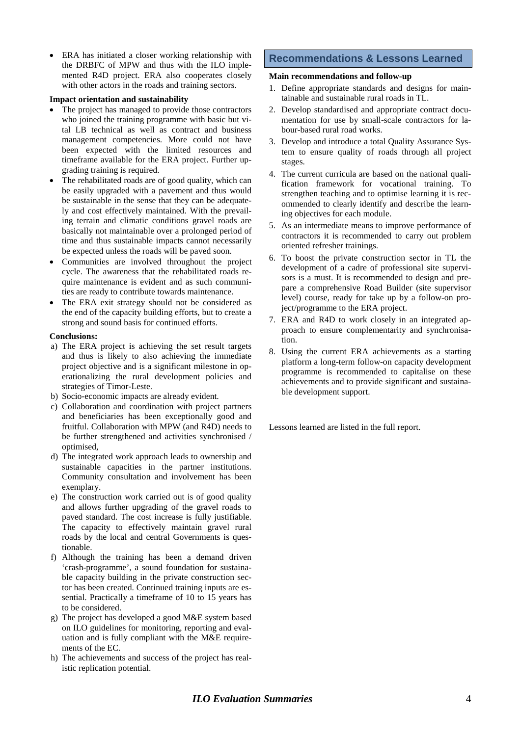- ERA has initiated a closer working relationship with the DRBFC of MPW and thus with the ILO implemented R4D project. ERA also cooperates closely with other actors in the roads and training sectors.

**Impact orientation and sustainability**

- The project has managed to provide those contractors who joined the training programme with basic but vital LB technical as well as contract and business management competencies. More could not have been expected with the limited resources and timeframe available for the ERA project. Further upgrading training is required.
- The rehabilitated roads are of good quality, which can be easily upgraded with a pavement and thus would be sustainable in the sense that they can be adequately and cost effectively maintained. With the prevailing terrain and climatic conditions gravel roads are basically not maintainable over a prolonged period of time and thus sustainable impacts cannot necessarily be expected unless the roads will be paved soon.
- Communities are involved throughout the project cycle. The awareness that the rehabilitated roads require maintenance is evident and as such communities are ready to contribute towards maintenance.
- The ERA exit strategy should not be considered as the end of the capacity building efforts, but to create a strong and sound basis for continued efforts.

**Conclusions:**

a) The ERA project is achieving the set result targets and thus is likely to also achieving the immediate project objective and is a significant milestone in operationalizing the rural development policies and strategies of Timor-Leste.
b) Socio-economic impacts are already evident.
c) Collaboration and coordination with project partners and beneficiaries has been exceptionally good and fruitful. Collaboration with MPW (and R4D) needs to be further strengthened and activities synchronised / optimised,
d) The integrated work approach leads to ownership and sustainable capacities in the partner institutions. Community consultation and involvement has been exemplary.
e) The construction work carried out is of good quality and allows further upgrading of the gravel roads to paved standard. The cost increase is fully justifiable. The capacity to effectively maintain gravel rural roads by the local and central Governments is questionable.
f) Although the training has been a demand driven 'crash-programme', a sound foundation for sustainable capacity building in the private construction sector has been created. Continued training inputs are essential. Practically a timeframe of 10 to 15 years has to be considered.
g) The project has developed a good M&E system based on ILO guidelines for monitoring, reporting and evaluation and is fully compliant with the M&E requirements of the EC.
h) The achievements and success of the project has realistic replication potential.

## Recommendations & Lessons Learned

**Main recommendations and follow-up**

1. Define appropriate standards and designs for maintainable and sustainable rural roads in TL.
2. Develop standardised and appropriate contract documentation for use by small-scale contractors for labour-based rural road works.
3. Develop and introduce a total Quality Assurance System to ensure quality of roads through all project stages.
4. The current curricula are based on the national qualification framework for vocational training. To strengthen teaching and to optimise learning it is recommended to clearly identify and describe the learning objectives for each module.
5. As an intermediate means to improve performance of contractors it is recommended to carry out problem oriented refresher trainings.
6. To boost the private construction sector in TL the development of a cadre of professional site supervisors is a must. It is recommended to design and prepare a comprehensive Road Builder (site supervisor level) course, ready for take up by a follow-on project/programme to the ERA project.
7. ERA and R4D to work closely in an integrated approach to ensure complementarity and synchronisation.
8. Using the current ERA achievements as a starting platform a long-term follow-on capacity development programme is recommended to capitalise on these achievements and to provide significant and sustainable development support.

Lessons learned are listed in the full report.